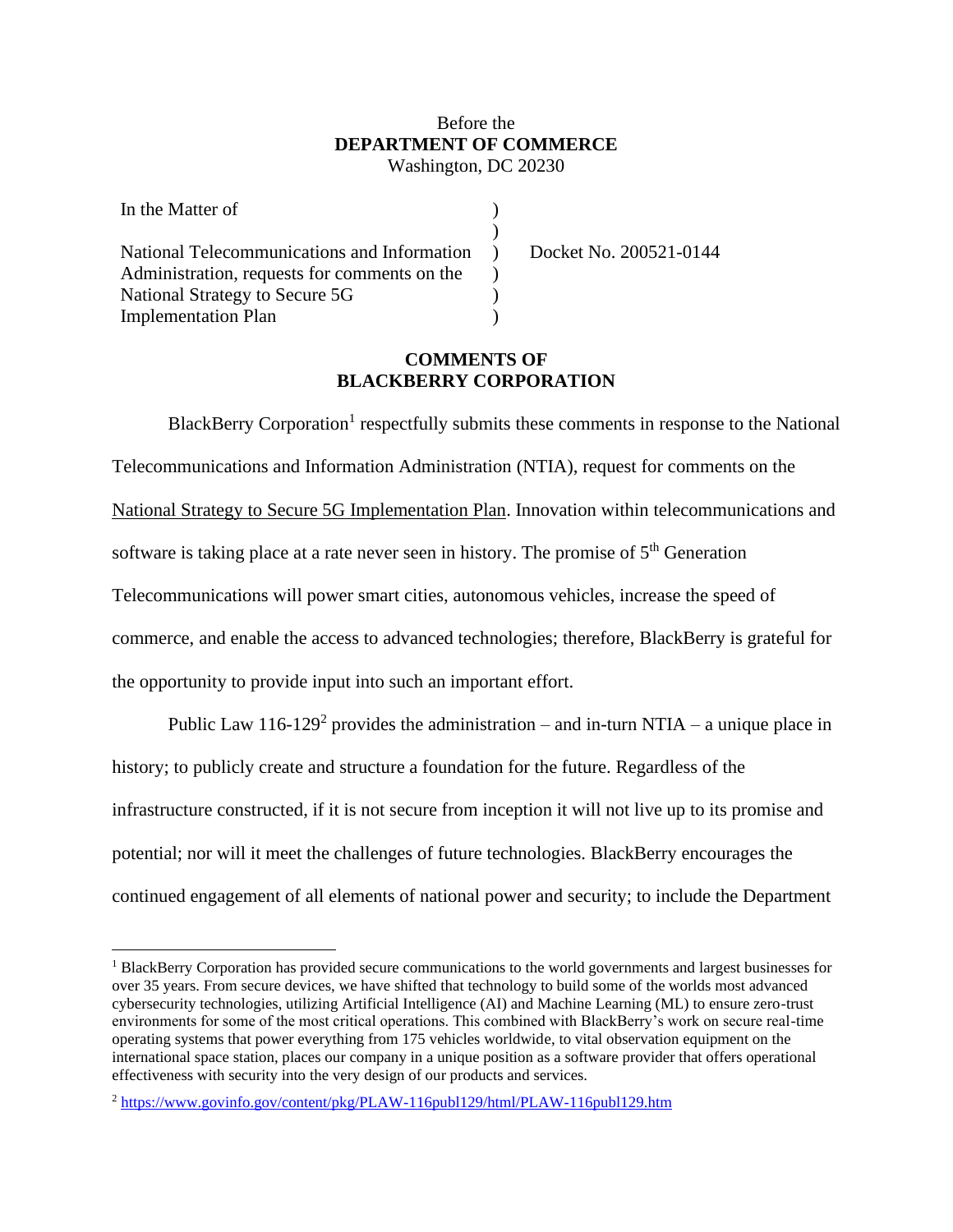Before the
**DEPARTMENT OF COMMERCE**
Washington, DC 20230

| | | |
|---|---|---|
| In the Matter of | ) | |
| | ) | |
| National Telecommunications and Information | ) | Docket No. 200521-0144 |
| Administration, requests for comments on the | ) | |
| National Strategy to Secure 5G | ) | |
| Implementation Plan | ) | |

**COMMENTS OF**
**BLACKBERRY CORPORATION**

BlackBerry Corporation[1] respectfully submits these comments in response to the National Telecommunications and Information Administration (NTIA), request for comments on the National Strategy to Secure 5G Implementation Plan. Innovation within telecommunications and software is taking place at a rate never seen in history. The promise of 5th Generation Telecommunications will power smart cities, autonomous vehicles, increase the speed of commerce, and enable the access to advanced technologies; therefore, BlackBerry is grateful for the opportunity to provide input into such an important effort.

Public Law 116-129[2] provides the administration – and in-turn NTIA – a unique place in history; to publicly create and structure a foundation for the future. Regardless of the infrastructure constructed, if it is not secure from inception it will not live up to its promise and potential; nor will it meet the challenges of future technologies. BlackBerry encourages the continued engagement of all elements of national power and security; to include the Department

---

[1] BlackBerry Corporation has provided secure communications to the world governments and largest businesses for over 35 years. From secure devices, we have shifted that technology to build some of the worlds most advanced cybersecurity technologies, utilizing Artificial Intelligence (AI) and Machine Learning (ML) to ensure zero-trust environments for some of the most critical operations. This combined with BlackBerry's work on secure real-time operating systems that power everything from 175 vehicles worldwide, to vital observation equipment on the international space station, places our company in a unique position as a software provider that offers operational effectiveness with security into the very design of our products and services.

[2] https://www.govinfo.gov/content/pkg/PLAW-116publ129/html/PLAW-116publ129.htm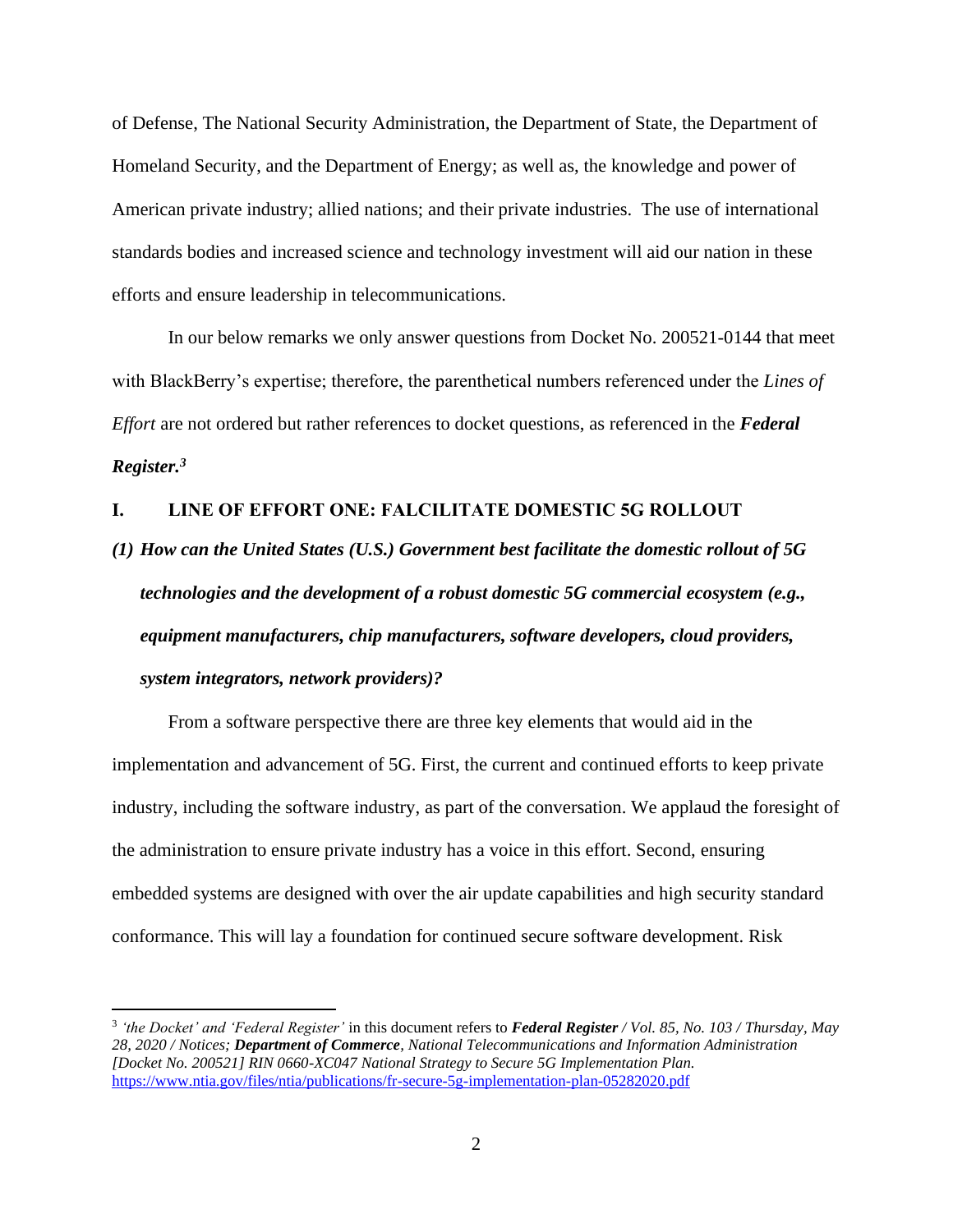of Defense, The National Security Administration, the Department of State, the Department of Homeland Security, and the Department of Energy; as well as, the knowledge and power of American private industry; allied nations; and their private industries. The use of international standards bodies and increased science and technology investment will aid our nation in these efforts and ensure leadership in telecommunications.

In our below remarks we only answer questions from Docket No. 200521-0144 that meet with BlackBerry's expertise; therefore, the parenthetical numbers referenced under the *Lines of Effort* are not ordered but rather references to docket questions, as referenced in the ***Federal Register.***[3]

## I. LINE OF EFFORT ONE: FALCILITATE DOMESTIC 5G ROLLOUT

***(1) How can the United States (U.S.) Government best facilitate the domestic rollout of 5G technologies and the development of a robust domestic 5G commercial ecosystem (e.g., equipment manufacturers, chip manufacturers, software developers, cloud providers, system integrators, network providers)?***

From a software perspective there are three key elements that would aid in the implementation and advancement of 5G. First, the current and continued efforts to keep private industry, including the software industry, as part of the conversation. We applaud the foresight of the administration to ensure private industry has a voice in this effort. Second, ensuring embedded systems are designed with over the air update capabilities and high security standard conformance. This will lay a foundation for continued secure software development. Risk

---

[3] *'the Docket' and 'Federal Register'* in this document refers to ***Federal Register*** */ Vol. 85, No. 103 / Thursday, May 28, 2020 / Notices;* ***Department of Commerce****, National Telecommunications and Information Administration [Docket No. 200521] RIN 0660-XC047 National Strategy to Secure 5G Implementation Plan.* https://www.ntia.gov/files/ntia/publications/fr-secure-5g-implementation-plan-05282020.pdf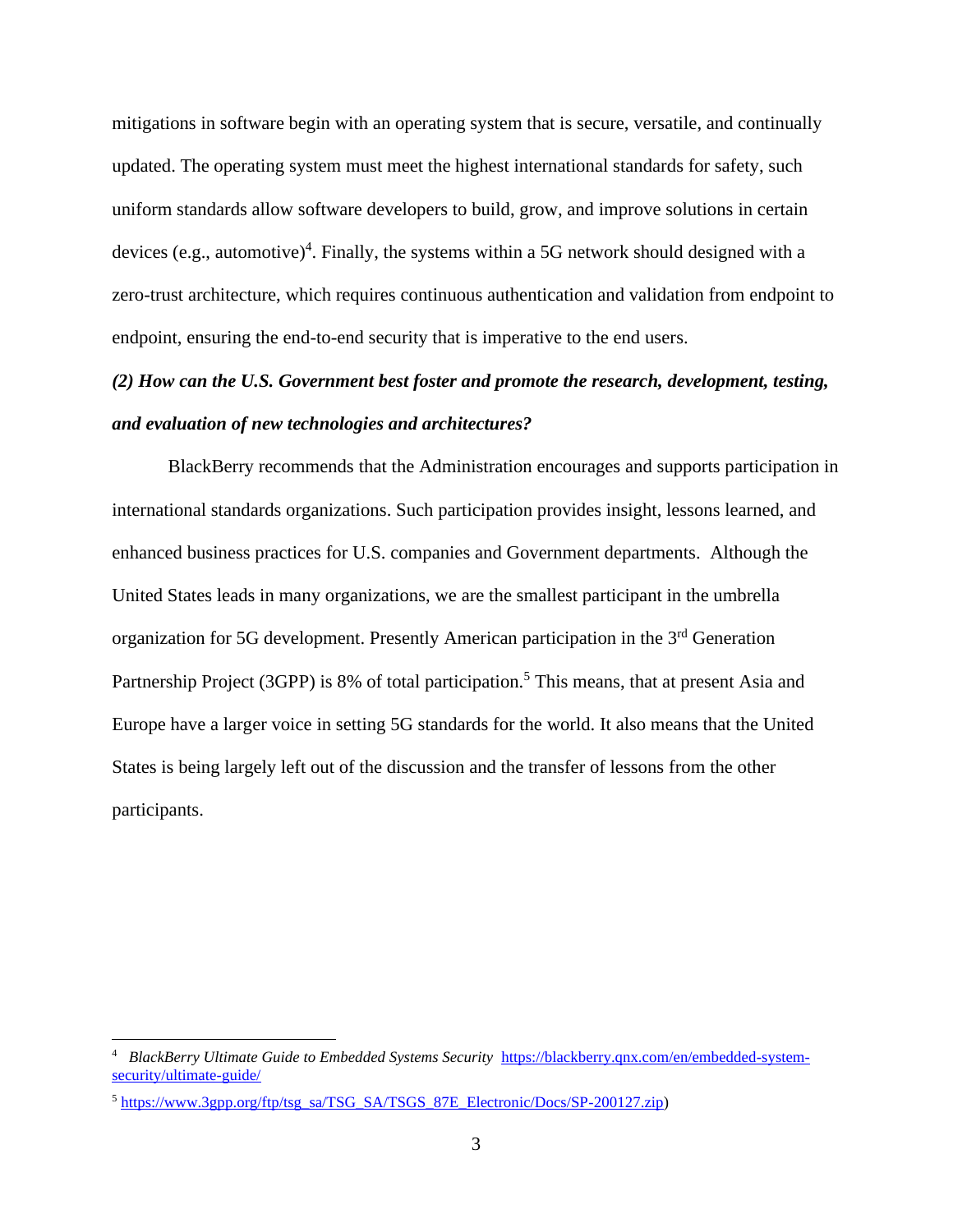mitigations in software begin with an operating system that is secure, versatile, and continually updated. The operating system must meet the highest international standards for safety, such uniform standards allow software developers to build, grow, and improve solutions in certain devices (e.g., automotive)[4]. Finally, the systems within a 5G network should designed with a zero-trust architecture, which requires continuous authentication and validation from endpoint to endpoint, ensuring the end-to-end security that is imperative to the end users.

***(2) How can the U.S. Government best foster and promote the research, development, testing, and evaluation of new technologies and architectures?***

BlackBerry recommends that the Administration encourages and supports participation in international standards organizations. Such participation provides insight, lessons learned, and enhanced business practices for U.S. companies and Government departments. Although the United States leads in many organizations, we are the smallest participant in the umbrella organization for 5G development. Presently American participation in the 3rd Generation Partnership Project (3GPP) is 8% of total participation.[5] This means, that at present Asia and Europe have a larger voice in setting 5G standards for the world. It also means that the United States is being largely left out of the discussion and the transfer of lessons from the other participants.

---

[4] *BlackBerry Ultimate Guide to Embedded Systems Security* https://blackberry.qnx.com/en/embedded-system-security/ultimate-guide/

[5] https://www.3gpp.org/ftp/tsg_sa/TSG_SA/TSGS_87E_Electronic/Docs/SP-200127.zip)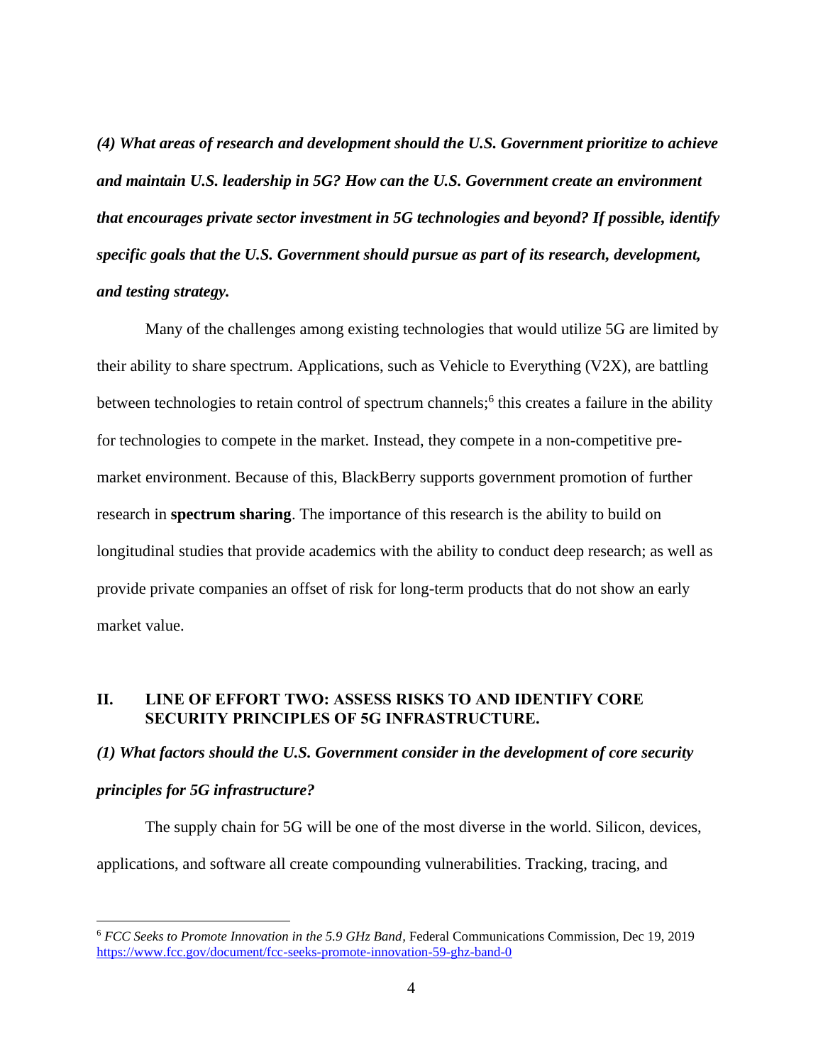***(4) What areas of research and development should the U.S. Government prioritize to achieve and maintain U.S. leadership in 5G? How can the U.S. Government create an environment that encourages private sector investment in 5G technologies and beyond? If possible, identify specific goals that the U.S. Government should pursue as part of its research, development, and testing strategy.***

Many of the challenges among existing technologies that would utilize 5G are limited by their ability to share spectrum. Applications, such as Vehicle to Everything (V2X), are battling between technologies to retain control of spectrum channels;[6] this creates a failure in the ability for technologies to compete in the market. Instead, they compete in a non-competitive pre-market environment. Because of this, BlackBerry supports government promotion of further research in **spectrum sharing**. The importance of this research is the ability to build on longitudinal studies that provide academics with the ability to conduct deep research; as well as provide private companies an offset of risk for long-term products that do not show an early market value.

## II. LINE OF EFFORT TWO: ASSESS RISKS TO AND IDENTIFY CORE SECURITY PRINCIPLES OF 5G INFRASTRUCTURE.

***(1) What factors should the U.S. Government consider in the development of core security principles for 5G infrastructure?***

The supply chain for 5G will be one of the most diverse in the world. Silicon, devices, applications, and software all create compounding vulnerabilities. Tracking, tracing, and

---

[6] *FCC Seeks to Promote Innovation in the 5.9 GHz Band*, Federal Communications Commission, Dec 19, 2019 https://www.fcc.gov/document/fcc-seeks-promote-innovation-59-ghz-band-0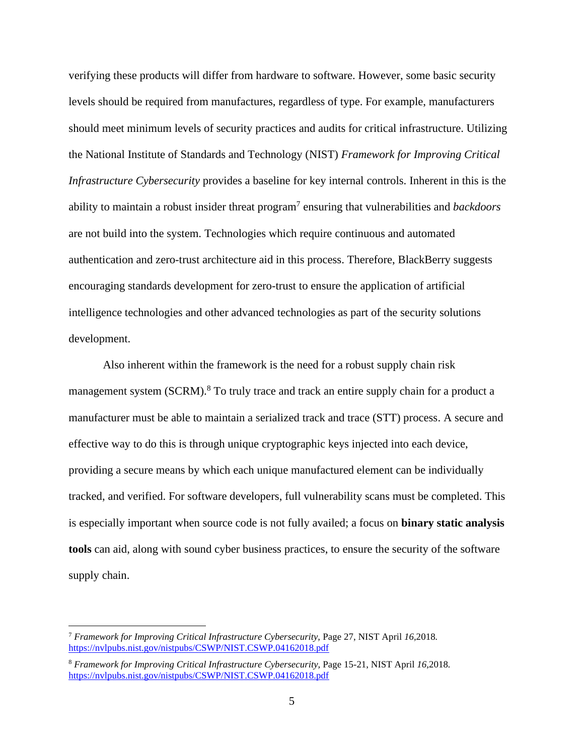verifying these products will differ from hardware to software. However, some basic security levels should be required from manufactures, regardless of type. For example, manufacturers should meet minimum levels of security practices and audits for critical infrastructure. Utilizing the National Institute of Standards and Technology (NIST) *Framework for Improving Critical Infrastructure Cybersecurity* provides a baseline for key internal controls. Inherent in this is the ability to maintain a robust insider threat program[7] ensuring that vulnerabilities and *backdoors* are not build into the system. Technologies which require continuous and automated authentication and zero-trust architecture aid in this process. Therefore, BlackBerry suggests encouraging standards development for zero-trust to ensure the application of artificial intelligence technologies and other advanced technologies as part of the security solutions development.

Also inherent within the framework is the need for a robust supply chain risk management system (SCRM).[8] To truly trace and track an entire supply chain for a product a manufacturer must be able to maintain a serialized track and trace (STT) process. A secure and effective way to do this is through unique cryptographic keys injected into each device, providing a secure means by which each unique manufactured element can be individually tracked, and verified. For software developers, full vulnerability scans must be completed. This is especially important when source code is not fully availed; a focus on **binary static analysis tools** can aid, along with sound cyber business practices, to ensure the security of the software supply chain.

---

[7] *Framework for Improving Critical Infrastructure Cybersecurity,* Page 27, NIST April *16,*2018. https://nvlpubs.nist.gov/nistpubs/CSWP/NIST.CSWP.04162018.pdf

[8] *Framework for Improving Critical Infrastructure Cybersecurity,* Page 15-21, NIST April *16,*2018. https://nvlpubs.nist.gov/nistpubs/CSWP/NIST.CSWP.04162018.pdf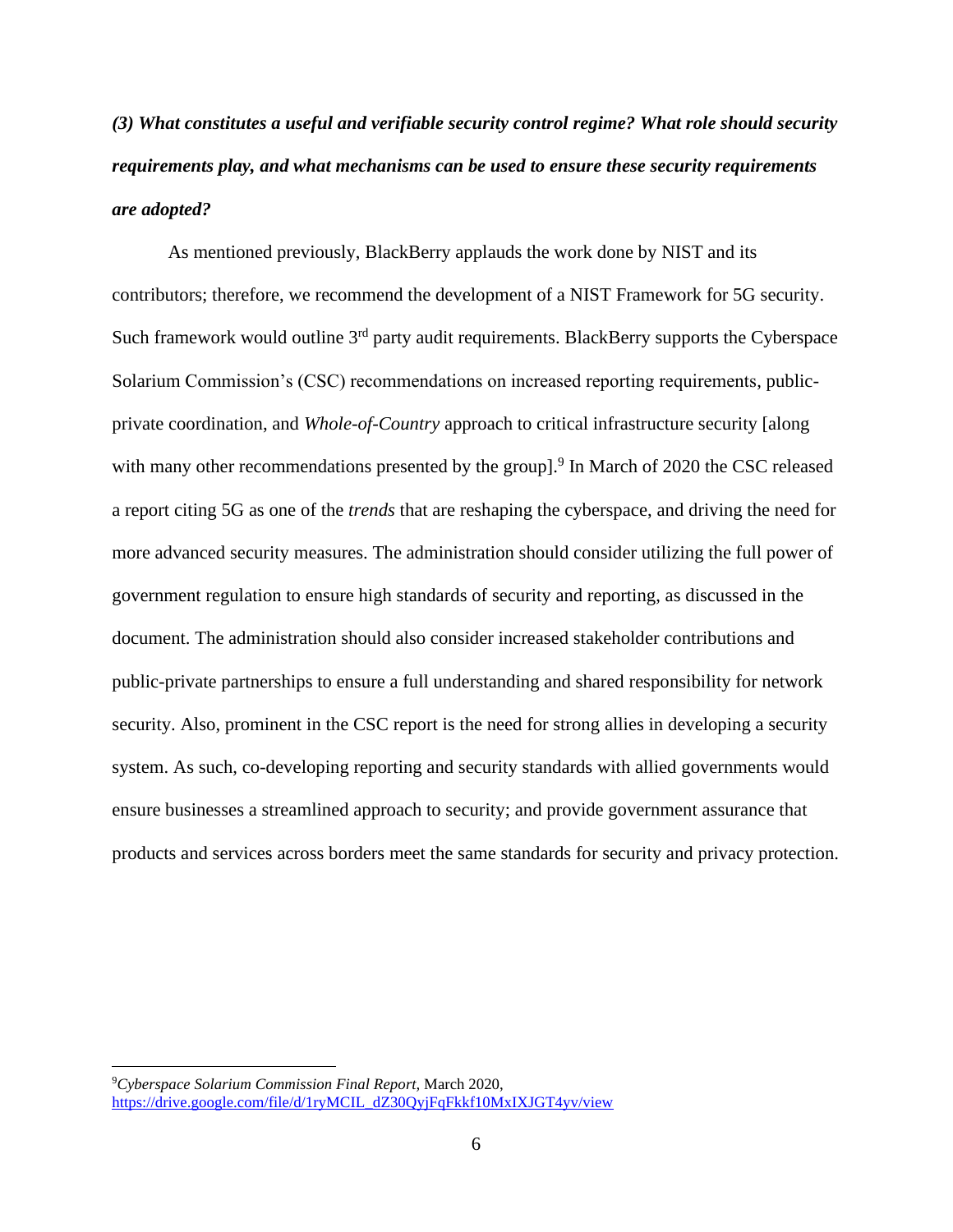***(3) What constitutes a useful and verifiable security control regime? What role should security requirements play, and what mechanisms can be used to ensure these security requirements are adopted?***

As mentioned previously, BlackBerry applauds the work done by NIST and its contributors; therefore, we recommend the development of a NIST Framework for 5G security. Such framework would outline 3rd party audit requirements. BlackBerry supports the Cyberspace Solarium Commission's (CSC) recommendations on increased reporting requirements, public-private coordination, and *Whole-of-Country* approach to critical infrastructure security [along with many other recommendations presented by the group].[9] In March of 2020 the CSC released a report citing 5G as one of the *trends* that are reshaping the cyberspace, and driving the need for more advanced security measures. The administration should consider utilizing the full power of government regulation to ensure high standards of security and reporting, as discussed in the document. The administration should also consider increased stakeholder contributions and public-private partnerships to ensure a full understanding and shared responsibility for network security. Also, prominent in the CSC report is the need for strong allies in developing a security system. As such, co-developing reporting and security standards with allied governments would ensure businesses a streamlined approach to security; and provide government assurance that products and services across borders meet the same standards for security and privacy protection.

---

[9] *Cyberspace Solarium Commission Final Report,* March 2020, https://drive.google.com/file/d/1ryMCIL_dZ30QyjFqFkkf10MxIXJGT4yv/view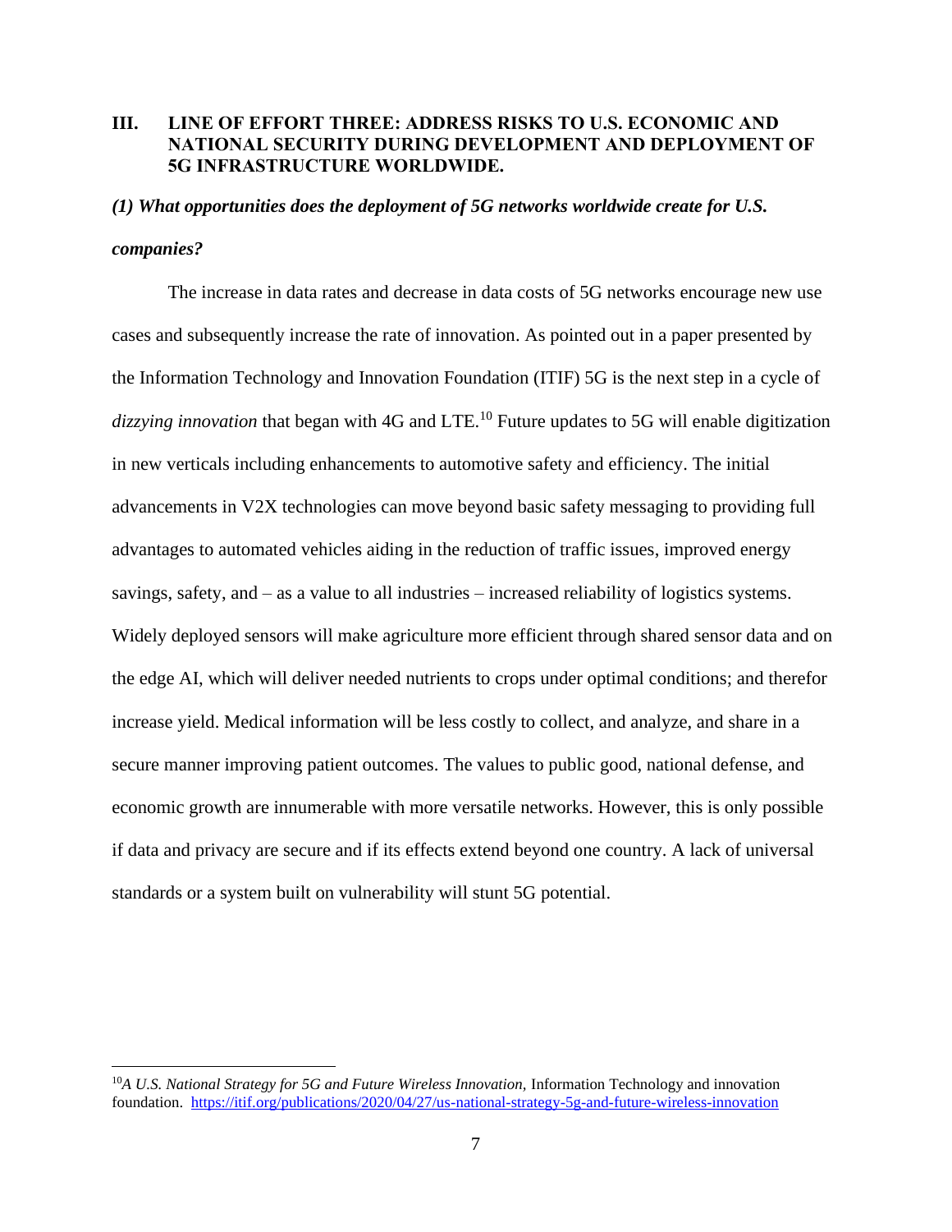## III. LINE OF EFFORT THREE: ADDRESS RISKS TO U.S. ECONOMIC AND NATIONAL SECURITY DURING DEVELOPMENT AND DEPLOYMENT OF 5G INFRASTRUCTURE WORLDWIDE.

***(1) What opportunities does the deployment of 5G networks worldwide create for U.S. companies?***

The increase in data rates and decrease in data costs of 5G networks encourage new use cases and subsequently increase the rate of innovation. As pointed out in a paper presented by the Information Technology and Innovation Foundation (ITIF) 5G is the next step in a cycle of *dizzying innovation* that began with 4G and LTE.[10] Future updates to 5G will enable digitization in new verticals including enhancements to automotive safety and efficiency. The initial advancements in V2X technologies can move beyond basic safety messaging to providing full advantages to automated vehicles aiding in the reduction of traffic issues, improved energy savings, safety, and – as a value to all industries – increased reliability of logistics systems. Widely deployed sensors will make agriculture more efficient through shared sensor data and on the edge AI, which will deliver needed nutrients to crops under optimal conditions; and therefor increase yield. Medical information will be less costly to collect, and analyze, and share in a secure manner improving patient outcomes. The values to public good, national defense, and economic growth are innumerable with more versatile networks. However, this is only possible if data and privacy are secure and if its effects extend beyond one country. A lack of universal standards or a system built on vulnerability will stunt 5G potential.

---

[10] *A U.S. National Strategy for 5G and Future Wireless Innovation,* Information Technology and innovation foundation. https://itif.org/publications/2020/04/27/us-national-strategy-5g-and-future-wireless-innovation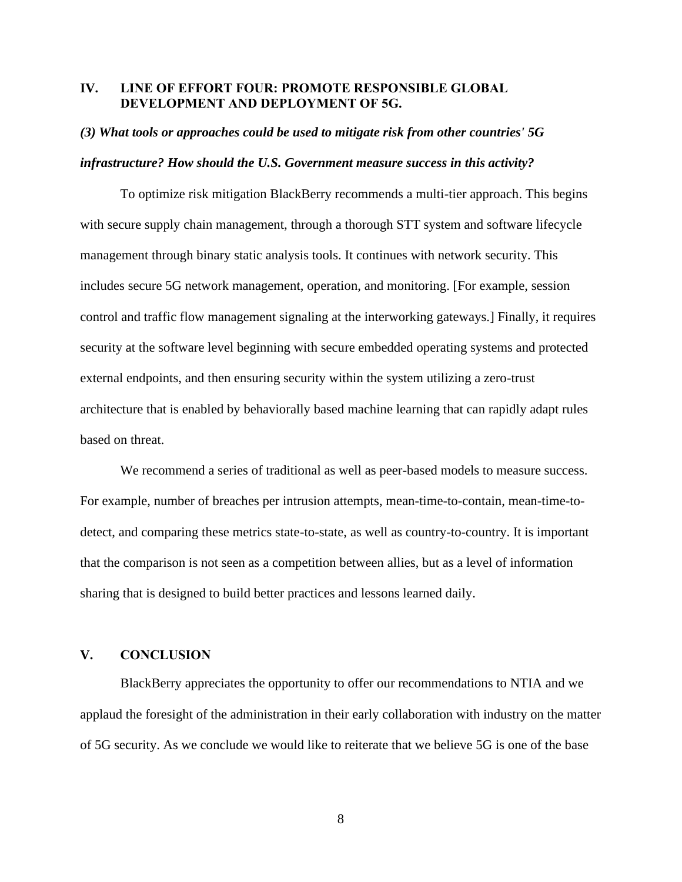## IV. LINE OF EFFORT FOUR: PROMOTE RESPONSIBLE GLOBAL DEVELOPMENT AND DEPLOYMENT OF 5G.

***(3) What tools or approaches could be used to mitigate risk from other countries' 5G infrastructure? How should the U.S. Government measure success in this activity?***

To optimize risk mitigation BlackBerry recommends a multi-tier approach. This begins with secure supply chain management, through a thorough STT system and software lifecycle management through binary static analysis tools. It continues with network security. This includes secure 5G network management, operation, and monitoring. [For example, session control and traffic flow management signaling at the interworking gateways.] Finally, it requires security at the software level beginning with secure embedded operating systems and protected external endpoints, and then ensuring security within the system utilizing a zero-trust architecture that is enabled by behaviorally based machine learning that can rapidly adapt rules based on threat.

We recommend a series of traditional as well as peer-based models to measure success. For example, number of breaches per intrusion attempts, mean-time-to-contain, mean-time-to-detect, and comparing these metrics state-to-state, as well as country-to-country. It is important that the comparison is not seen as a competition between allies, but as a level of information sharing that is designed to build better practices and lessons learned daily.

## V. CONCLUSION

BlackBerry appreciates the opportunity to offer our recommendations to NTIA and we applaud the foresight of the administration in their early collaboration with industry on the matter of 5G security. As we conclude we would like to reiterate that we believe 5G is one of the base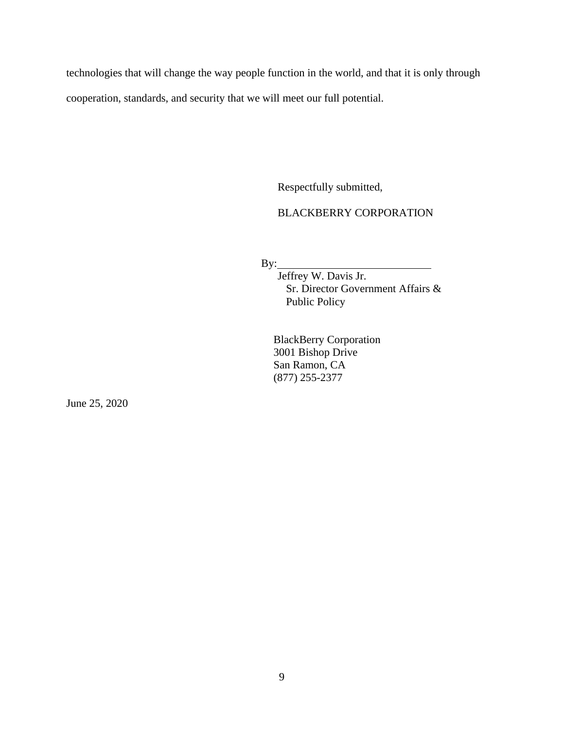technologies that will change the way people function in the world, and that it is only through cooperation, standards, and security that we will meet our full potential.

Respectfully submitted,

BLACKBERRY CORPORATION

By:\_\_\_\_\_\_\_\_\_\_\_\_\_\_\_\_\_\_\_\_\_\_\_\_\_\_\_\_

Jeffrey W. Davis Jr.
Sr. Director Government Affairs & Public Policy

BlackBerry Corporation
3001 Bishop Drive
San Ramon, CA
(877) 255-2377

June 25, 2020